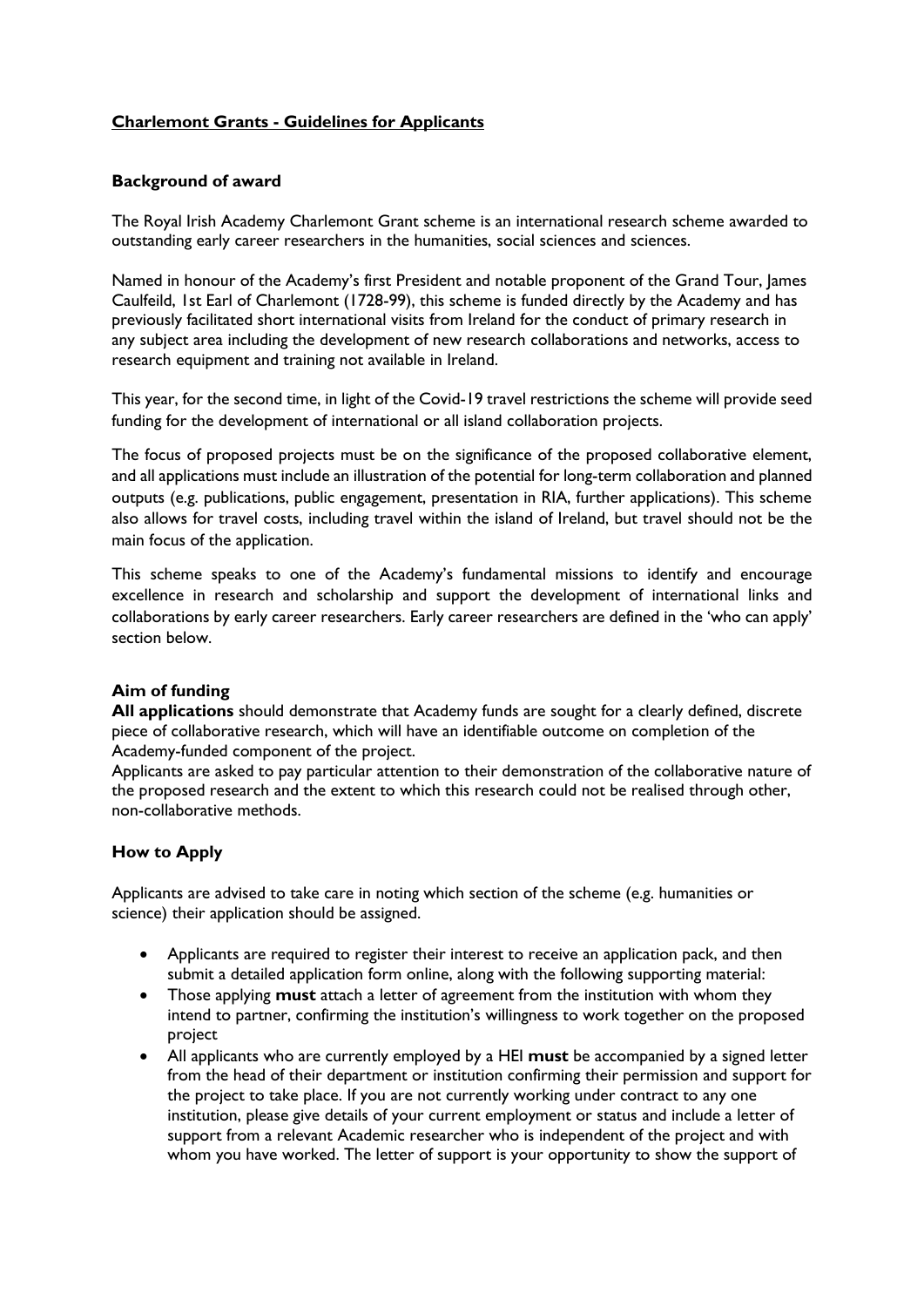# Charlemont Grants - Guidelines for Applicants

## Background of award

The Royal Irish Academy Charlemont Grant scheme is an international research scheme awarded to outstanding early career researchers in the humanities, social sciences and sciences.

Named in honour of the Academy's first President and notable proponent of the Grand Tour, James Caulfeild, 1st Earl of Charlemont (1728-99), this scheme is funded directly by the Academy and has previously facilitated short international visits from Ireland for the conduct of primary research in any subject area including the development of new research collaborations and networks, access to research equipment and training not available in Ireland.

This year, for the second time, in light of the Covid-19 travel restrictions the scheme will provide seed funding for the development of international or all island collaboration projects.

The focus of proposed projects must be on the significance of the proposed collaborative element, and all applications must include an illustration of the potential for long-term collaboration and planned outputs (e.g. publications, public engagement, presentation in RIA, further applications). This scheme also allows for travel costs, including travel within the island of Ireland, but travel should not be the main focus of the application.

This scheme speaks to one of the Academy's fundamental missions to identify and encourage excellence in research and scholarship and support the development of international links and collaborations by early career researchers. Early career researchers are defined in the 'who can apply' section below.

## Aim of funding

**All applications** should demonstrate that Academy funds are sought for a clearly defined, discrete piece of collaborative research, which will have an identifiable outcome on completion of the Academy-funded component of the project.

Applicants are asked to pay particular attention to their demonstration of the collaborative nature of the proposed research and the extent to which this research could not be realised through other, non-collaborative methods.

## How to Apply

Applicants are advised to take care in noting which section of the scheme (e.g. humanities or science) their application should be assigned.

- Applicants are required to register their interest to receive an application pack, and then submit a detailed application form online, along with the following supporting material:
- Those applying **must** attach a letter of agreement from the institution with whom they intend to partner, confirming the institution's willingness to work together on the proposed project
- All applicants who are currently employed by a HEI **must** be accompanied by a signed letter from the head of their department or institution confirming their permission and support for the project to take place. If you are not currently working under contract to any one institution, please give details of your current employment or status and include a letter of support from a relevant Academic researcher who is independent of the project and with whom you have worked. The letter of support is your opportunity to show the support of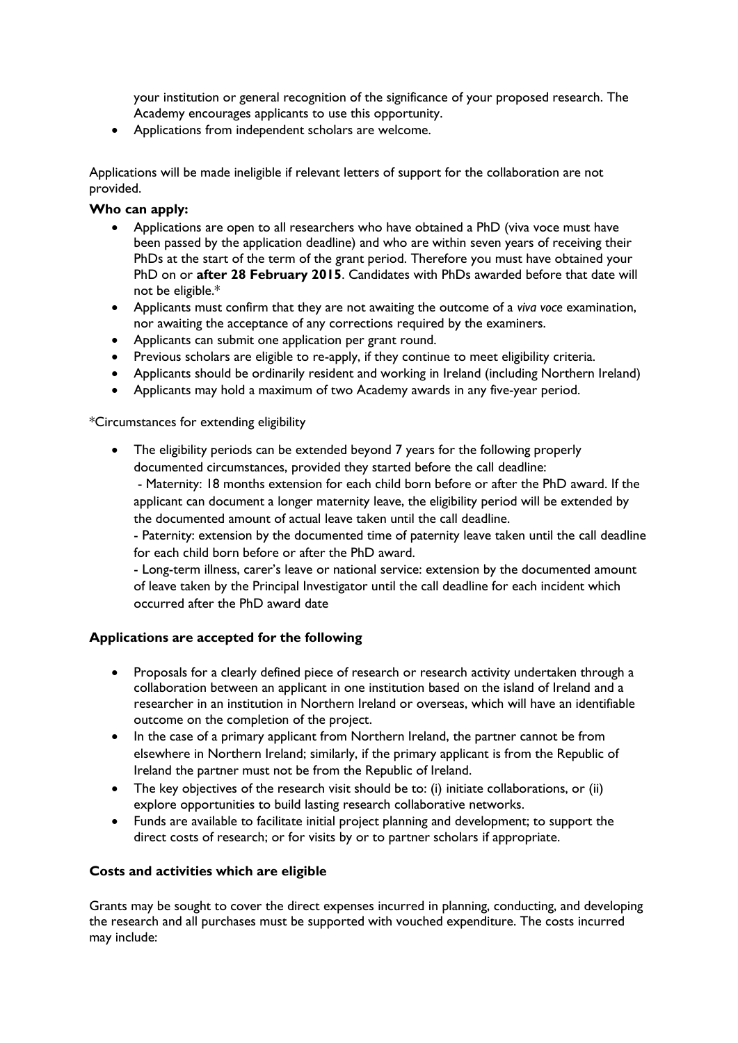your institution or general recognition of the significance of your proposed research. The Academy encourages applicants to use this opportunity.
- Applications from independent scholars are welcome.

Applications will be made ineligible if relevant letters of support for the collaboration are not provided.

**Who can apply:**

- Applications are open to all researchers who have obtained a PhD (viva voce must have been passed by the application deadline) and who are within seven years of receiving their PhDs at the start of the term of the grant period. Therefore you must have obtained your PhD on or **after 28 February 2015**. Candidates with PhDs awarded before that date will not be eligible.*
- Applicants must confirm that they are not awaiting the outcome of a *viva voce* examination, nor awaiting the acceptance of any corrections required by the examiners.
- Applicants can submit one application per grant round.
- Previous scholars are eligible to re-apply, if they continue to meet eligibility criteria.
- Applicants should be ordinarily resident and working in Ireland (including Northern Ireland)
- Applicants may hold a maximum of two Academy awards in any five-year period.

*Circumstances for extending eligibility

- The eligibility periods can be extended beyond 7 years for the following properly documented circumstances, provided they started before the call deadline:
  - Maternity: 18 months extension for each child born before or after the PhD award. If the applicant can document a longer maternity leave, the eligibility period will be extended by the documented amount of actual leave taken until the call deadline.
  - Paternity: extension by the documented time of paternity leave taken until the call deadline for each child born before or after the PhD award.
  - Long-term illness, carer's leave or national service: extension by the documented amount of leave taken by the Principal Investigator until the call deadline for each incident which occurred after the PhD award date

**Applications are accepted for the following**

- Proposals for a clearly defined piece of research or research activity undertaken through a collaboration between an applicant in one institution based on the island of Ireland and a researcher in an institution in Northern Ireland or overseas, which will have an identifiable outcome on the completion of the project.
- In the case of a primary applicant from Northern Ireland, the partner cannot be from elsewhere in Northern Ireland; similarly, if the primary applicant is from the Republic of Ireland the partner must not be from the Republic of Ireland.
- The key objectives of the research visit should be to: (i) initiate collaborations, or (ii) explore opportunities to build lasting research collaborative networks.
- Funds are available to facilitate initial project planning and development; to support the direct costs of research; or for visits by or to partner scholars if appropriate.

**Costs and activities which are eligible**

Grants may be sought to cover the direct expenses incurred in planning, conducting, and developing the research and all purchases must be supported with vouched expenditure. The costs incurred may include: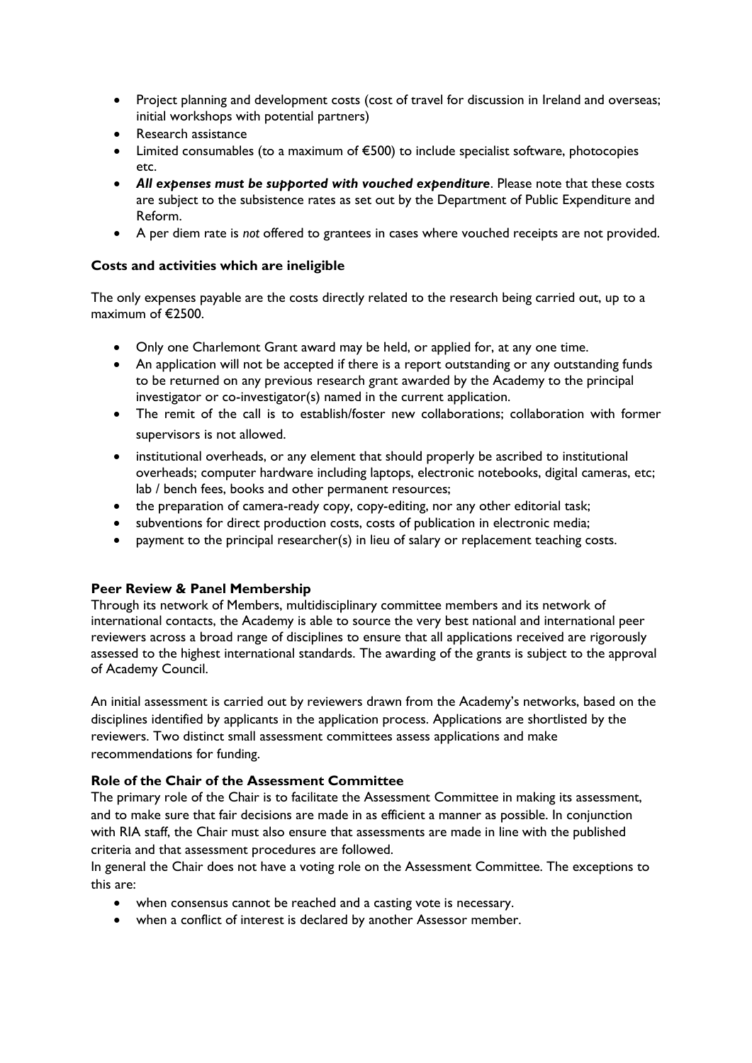- Project planning and development costs (cost of travel for discussion in Ireland and overseas; initial workshops with potential partners)
- Research assistance
- Limited consumables (to a maximum of €500) to include specialist software, photocopies etc.
- ***All expenses must be supported with vouched expenditure***. Please note that these costs are subject to the subsistence rates as set out by the Department of Public Expenditure and Reform.
- A per diem rate is *not* offered to grantees in cases where vouched receipts are not provided.

**Costs and activities which are ineligible**

The only expenses payable are the costs directly related to the research being carried out, up to a maximum of €2500.

- Only one Charlemont Grant award may be held, or applied for, at any one time.
- An application will not be accepted if there is a report outstanding or any outstanding funds to be returned on any previous research grant awarded by the Academy to the principal investigator or co-investigator(s) named in the current application.
- The remit of the call is to establish/foster new collaborations; collaboration with former supervisors is not allowed.
- institutional overheads, or any element that should properly be ascribed to institutional overheads; computer hardware including laptops, electronic notebooks, digital cameras, etc; lab / bench fees, books and other permanent resources;
- the preparation of camera-ready copy, copy-editing, nor any other editorial task;
- subventions for direct production costs, costs of publication in electronic media;
- payment to the principal researcher(s) in lieu of salary or replacement teaching costs.

**Peer Review & Panel Membership**

Through its network of Members, multidisciplinary committee members and its network of international contacts, the Academy is able to source the very best national and international peer reviewers across a broad range of disciplines to ensure that all applications received are rigorously assessed to the highest international standards. The awarding of the grants is subject to the approval of Academy Council.

An initial assessment is carried out by reviewers drawn from the Academy's networks, based on the disciplines identified by applicants in the application process. Applications are shortlisted by the reviewers. Two distinct small assessment committees assess applications and make recommendations for funding.

**Role of the Chair of the Assessment Committee**

The primary role of the Chair is to facilitate the Assessment Committee in making its assessment, and to make sure that fair decisions are made in as efficient a manner as possible. In conjunction with RIA staff, the Chair must also ensure that assessments are made in line with the published criteria and that assessment procedures are followed.

In general the Chair does not have a voting role on the Assessment Committee. The exceptions to this are:

- when consensus cannot be reached and a casting vote is necessary.
- when a conflict of interest is declared by another Assessor member.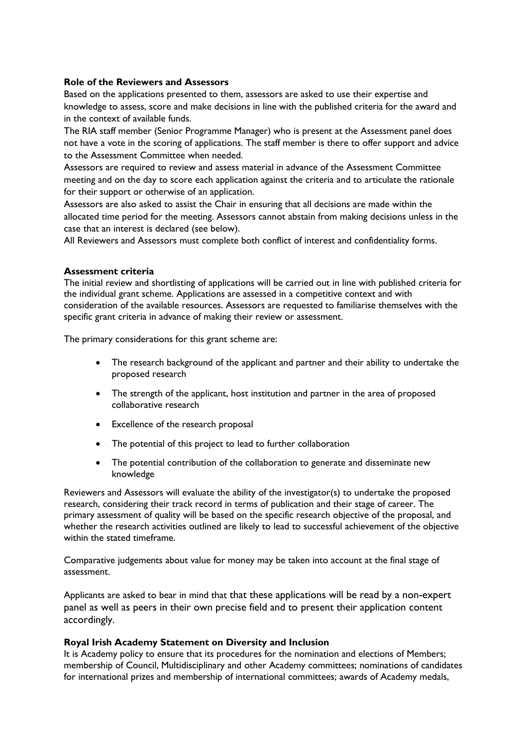**Role of the Reviewers and Assessors**

Based on the applications presented to them, assessors are asked to use their expertise and knowledge to assess, score and make decisions in line with the published criteria for the award and in the context of available funds.

The RIA staff member (Senior Programme Manager) who is present at the Assessment panel does not have a vote in the scoring of applications. The staff member is there to offer support and advice to the Assessment Committee when needed.

Assessors are required to review and assess material in advance of the Assessment Committee meeting and on the day to score each application against the criteria and to articulate the rationale for their support or otherwise of an application.

Assessors are also asked to assist the Chair in ensuring that all decisions are made within the allocated time period for the meeting. Assessors cannot abstain from making decisions unless in the case that an interest is declared (see below).

All Reviewers and Assessors must complete both conflict of interest and confidentiality forms.

**Assessment criteria**

The initial review and shortlisting of applications will be carried out in line with published criteria for the individual grant scheme. Applications are assessed in a competitive context and with consideration of the available resources. Assessors are requested to familiarise themselves with the specific grant criteria in advance of making their review or assessment.

The primary considerations for this grant scheme are:

- The research background of the applicant and partner and their ability to undertake the proposed research
- The strength of the applicant, host institution and partner in the area of proposed collaborative research
- Excellence of the research proposal
- The potential of this project to lead to further collaboration
- The potential contribution of the collaboration to generate and disseminate new knowledge

Reviewers and Assessors will evaluate the ability of the investigator(s) to undertake the proposed research, considering their track record in terms of publication and their stage of career. The primary assessment of quality will be based on the specific research objective of the proposal, and whether the research activities outlined are likely to lead to successful achievement of the objective within the stated timeframe.

Comparative judgements about value for money may be taken into account at the final stage of assessment.

Applicants are asked to bear in mind that that these applications will be read by a non-expert panel as well as peers in their own precise field and to present their application content accordingly.

**Royal Irish Academy Statement on Diversity and Inclusion**

It is Academy policy to ensure that its procedures for the nomination and elections of Members; membership of Council, Multidisciplinary and other Academy committees; nominations of candidates for international prizes and membership of international committees; awards of Academy medals,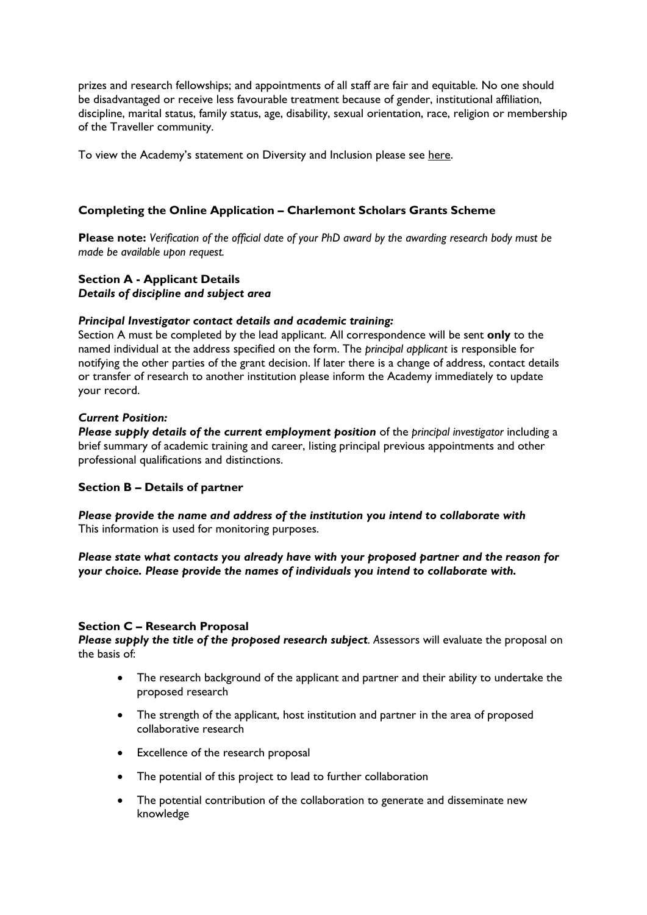prizes and research fellowships; and appointments of all staff are fair and equitable. No one should be disadvantaged or receive less favourable treatment because of gender, institutional affiliation, discipline, marital status, family status, age, disability, sexual orientation, race, religion or membership of the Traveller community.

To view the Academy's statement on Diversity and Inclusion please see here.

## Completing the Online Application – Charlemont Scholars Grants Scheme

**Please note:** *Verification of the official date of your PhD award by the awarding research body must be made be available upon request.*

### Section A - Applicant Details

***Details of discipline and subject area***

***Principal Investigator contact details and academic training:***

Section A must be completed by the lead applicant. All correspondence will be sent **only** to the named individual at the address specified on the form. The *principal applicant* is responsible for notifying the other parties of the grant decision. If later there is a change of address, contact details or transfer of research to another institution please inform the Academy immediately to update your record.

***Current Position:***

***Please supply details of the current employment position*** of the *principal investigator* including a brief summary of academic training and career, listing principal previous appointments and other professional qualifications and distinctions.

### Section B – Details of partner

***Please provide the name and address of the institution you intend to collaborate with***
This information is used for monitoring purposes.

***Please state what contacts you already have with your proposed partner and the reason for your choice. Please provide the names of individuals you intend to collaborate with.***

### Section C – Research Proposal

***Please supply the title of the proposed research subject****.* Assessors will evaluate the proposal on the basis of:

- The research background of the applicant and partner and their ability to undertake the proposed research
- The strength of the applicant, host institution and partner in the area of proposed collaborative research
- Excellence of the research proposal
- The potential of this project to lead to further collaboration
- The potential contribution of the collaboration to generate and disseminate new knowledge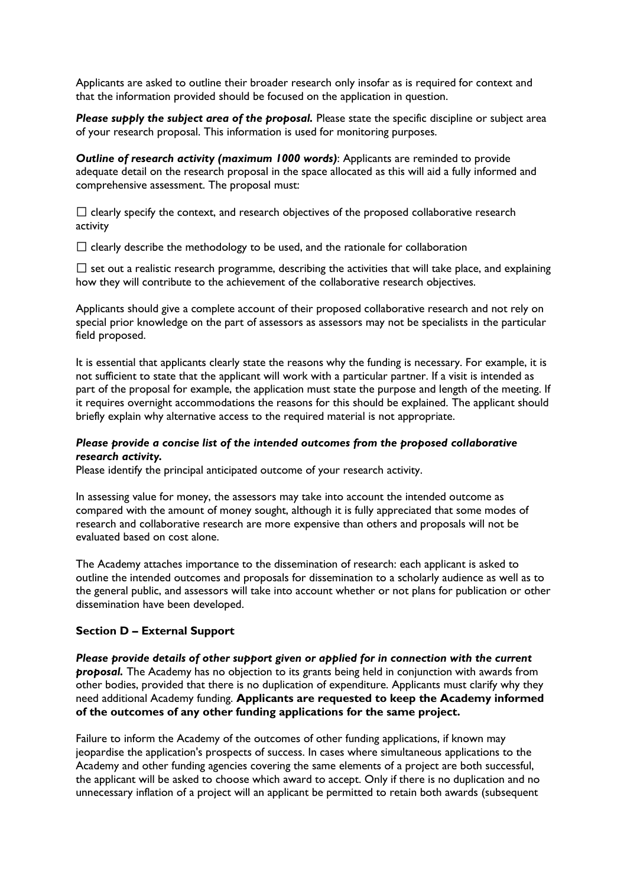Applicants are asked to outline their broader research only insofar as is required for context and that the information provided should be focused on the application in question.

***Please supply the subject area of the proposal.*** Please state the specific discipline or subject area of your research proposal. This information is used for monitoring purposes.

***Outline of research activity (maximum 1000 words)***: Applicants are reminded to provide adequate detail on the research proposal in the space allocated as this will aid a fully informed and comprehensive assessment. The proposal must:

☐ clearly specify the context, and research objectives of the proposed collaborative research activity

☐ clearly describe the methodology to be used, and the rationale for collaboration

☐ set out a realistic research programme, describing the activities that will take place, and explaining how they will contribute to the achievement of the collaborative research objectives.

Applicants should give a complete account of their proposed collaborative research and not rely on special prior knowledge on the part of assessors as assessors may not be specialists in the particular field proposed.

It is essential that applicants clearly state the reasons why the funding is necessary. For example, it is not sufficient to state that the applicant will work with a particular partner. If a visit is intended as part of the proposal for example, the application must state the purpose and length of the meeting. If it requires overnight accommodations the reasons for this should be explained. The applicant should briefly explain why alternative access to the required material is not appropriate.

***Please provide a concise list of the intended outcomes from the proposed collaborative research activity.***
Please identify the principal anticipated outcome of your research activity.

In assessing value for money, the assessors may take into account the intended outcome as compared with the amount of money sought, although it is fully appreciated that some modes of research and collaborative research are more expensive than others and proposals will not be evaluated based on cost alone.

The Academy attaches importance to the dissemination of research: each applicant is asked to outline the intended outcomes and proposals for dissemination to a scholarly audience as well as to the general public, and assessors will take into account whether or not plans for publication or other dissemination have been developed.

### Section D – External Support

***Please provide details of other support given or applied for in connection with the current proposal.*** The Academy has no objection to its grants being held in conjunction with awards from other bodies, provided that there is no duplication of expenditure. Applicants must clarify why they need additional Academy funding. **Applicants are requested to keep the Academy informed of the outcomes of any other funding applications for the same project.**

Failure to inform the Academy of the outcomes of other funding applications, if known may jeopardise the application's prospects of success. In cases where simultaneous applications to the Academy and other funding agencies covering the same elements of a project are both successful, the applicant will be asked to choose which award to accept. Only if there is no duplication and no unnecessary inflation of a project will an applicant be permitted to retain both awards (subsequent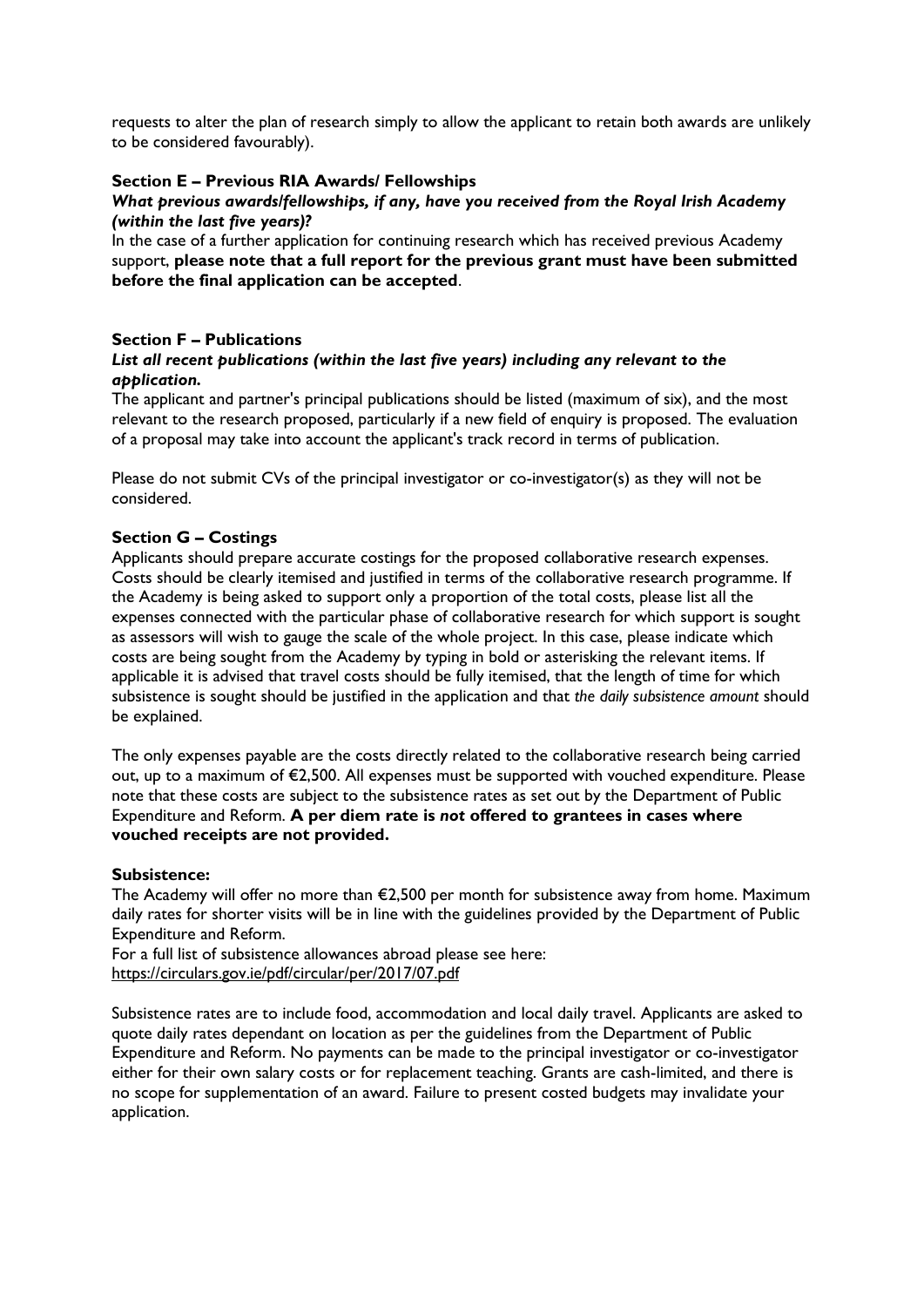requests to alter the plan of research simply to allow the applicant to retain both awards are unlikely to be considered favourably).

**Section E – Previous RIA Awards/ Fellowships**

***What previous awards/fellowships, if any, have you received from the Royal Irish Academy (within the last five years)?***

In the case of a further application for continuing research which has received previous Academy support, **please note that a full report for the previous grant must have been submitted before the final application can be accepted**.

**Section F – Publications**

***List all recent publications (within the last five years) including any relevant to the application.***

The applicant and partner's principal publications should be listed (maximum of six), and the most relevant to the research proposed, particularly if a new field of enquiry is proposed. The evaluation of a proposal may take into account the applicant's track record in terms of publication.

Please do not submit CVs of the principal investigator or co-investigator(s) as they will not be considered.

**Section G – Costings**

Applicants should prepare accurate costings for the proposed collaborative research expenses. Costs should be clearly itemised and justified in terms of the collaborative research programme. If the Academy is being asked to support only a proportion of the total costs, please list all the expenses connected with the particular phase of collaborative research for which support is sought as assessors will wish to gauge the scale of the whole project. In this case, please indicate which costs are being sought from the Academy by typing in bold or asterisking the relevant items. If applicable it is advised that travel costs should be fully itemised, that the length of time for which subsistence is sought should be justified in the application and that *the daily subsistence amount* should be explained.

The only expenses payable are the costs directly related to the collaborative research being carried out, up to a maximum of €2,500. All expenses must be supported with vouched expenditure. Please note that these costs are subject to the subsistence rates as set out by the Department of Public Expenditure and Reform. **A per diem rate is *not* offered to grantees in cases where vouched receipts are not provided.**

**Subsistence:**

The Academy will offer no more than €2,500 per month for subsistence away from home. Maximum daily rates for shorter visits will be in line with the guidelines provided by the Department of Public Expenditure and Reform.

For a full list of subsistence allowances abroad please see here:
https://circulars.gov.ie/pdf/circular/per/2017/07.pdf

Subsistence rates are to include food, accommodation and local daily travel. Applicants are asked to quote daily rates dependant on location as per the guidelines from the Department of Public Expenditure and Reform. No payments can be made to the principal investigator or co-investigator either for their own salary costs or for replacement teaching. Grants are cash-limited, and there is no scope for supplementation of an award. Failure to present costed budgets may invalidate your application.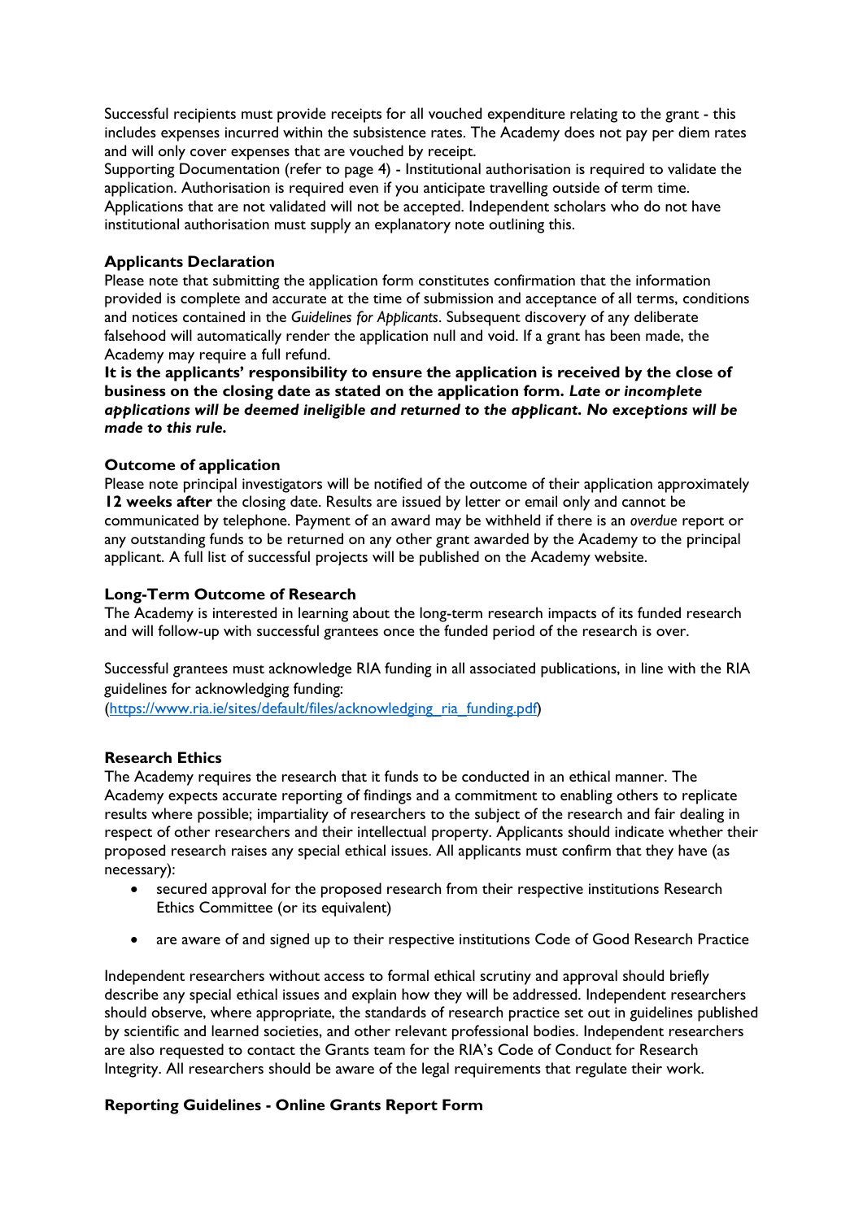Successful recipients must provide receipts for all vouched expenditure relating to the grant - this includes expenses incurred within the subsistence rates. The Academy does not pay per diem rates and will only cover expenses that are vouched by receipt.

Supporting Documentation (refer to page 4) - Institutional authorisation is required to validate the application. Authorisation is required even if you anticipate travelling outside of term time. Applications that are not validated will not be accepted. Independent scholars who do not have institutional authorisation must supply an explanatory note outlining this.

### Applicants Declaration

Please note that submitting the application form constitutes confirmation that the information provided is complete and accurate at the time of submission and acceptance of all terms, conditions and notices contained in the *Guidelines for Applicants*. Subsequent discovery of any deliberate falsehood will automatically render the application null and void. If a grant has been made, the Academy may require a full refund.

**It is the applicants' responsibility to ensure the application is received by the close of business on the closing date as stated on the application form. *Late or incomplete applications will be deemed ineligible and returned to the applicant*. No exceptions will be made to this rule.**

### Outcome of application

Please note principal investigators will be notified of the outcome of their application approximately **12 weeks after** the closing date. Results are issued by letter or email only and cannot be communicated by telephone. Payment of an award may be withheld if there is an *overdue* report or any outstanding funds to be returned on any other grant awarded by the Academy to the principal applicant. A full list of successful projects will be published on the Academy website.

### Long-Term Outcome of Research

The Academy is interested in learning about the long-term research impacts of its funded research and will follow-up with successful grantees once the funded period of the research is over.

Successful grantees must acknowledge RIA funding in all associated publications, in line with the RIA guidelines for acknowledging funding:
(https://www.ria.ie/sites/default/files/acknowledging_ria_funding.pdf)

### Research Ethics

The Academy requires the research that it funds to be conducted in an ethical manner. The Academy expects accurate reporting of findings and a commitment to enabling others to replicate results where possible; impartiality of researchers to the subject of the research and fair dealing in respect of other researchers and their intellectual property. Applicants should indicate whether their proposed research raises any special ethical issues. All applicants must confirm that they have (as necessary):

- secured approval for the proposed research from their respective institutions Research Ethics Committee (or its equivalent)
- are aware of and signed up to their respective institutions Code of Good Research Practice

Independent researchers without access to formal ethical scrutiny and approval should briefly describe any special ethical issues and explain how they will be addressed. Independent researchers should observe, where appropriate, the standards of research practice set out in guidelines published by scientific and learned societies, and other relevant professional bodies. Independent researchers are also requested to contact the Grants team for the RIA's Code of Conduct for Research Integrity. All researchers should be aware of the legal requirements that regulate their work.

### Reporting Guidelines - Online Grants Report Form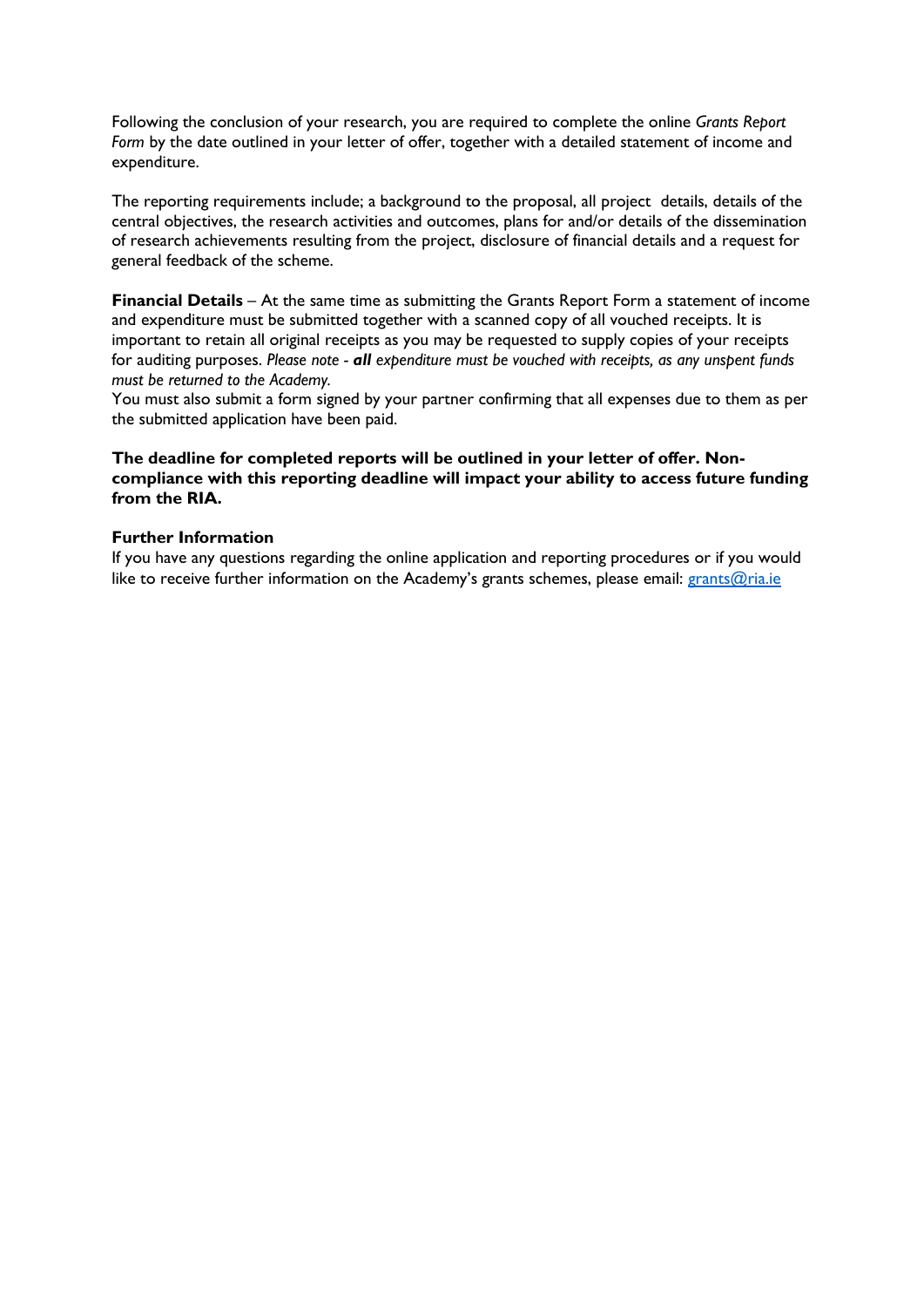Following the conclusion of your research, you are required to complete the online *Grants Report Form* by the date outlined in your letter of offer, together with a detailed statement of income and expenditure.

The reporting requirements include; a background to the proposal, all project details, details of the central objectives, the research activities and outcomes, plans for and/or details of the dissemination of research achievements resulting from the project, disclosure of financial details and a request for general feedback of the scheme.

**Financial Details** – At the same time as submitting the Grants Report Form a statement of income and expenditure must be submitted together with a scanned copy of all vouched receipts. It is important to retain all original receipts as you may be requested to supply copies of your receipts for auditing purposes. *Please note - **all** expenditure must be vouched with receipts, as any unspent funds must be returned to the Academy.*
You must also submit a form signed by your partner confirming that all expenses due to them as per the submitted application have been paid.

**The deadline for completed reports will be outlined in your letter of offer. Non-compliance with this reporting deadline will impact your ability to access future funding from the RIA.**

**Further Information**
If you have any questions regarding the online application and reporting procedures or if you would like to receive further information on the Academy's grants schemes, please email: grants@ria.ie